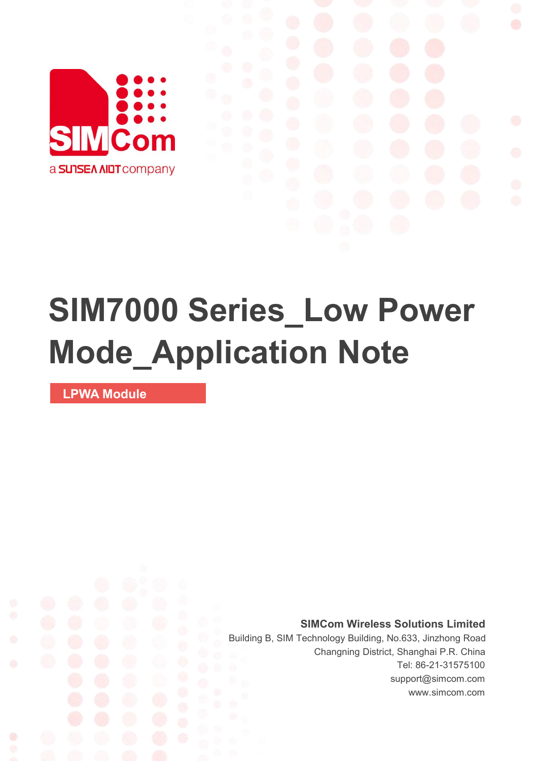# SIM7000 Series_Low Power Mode_Application Note

**LPWA Module**

**SIMCom Wireless Solutions Limited**

Building B, SIM Technology Building, No.633, Jinzhong Road

Changning District, Shanghai P.R. China

Tel: 86-21-31575100

support@simcom.com

www.simcom.com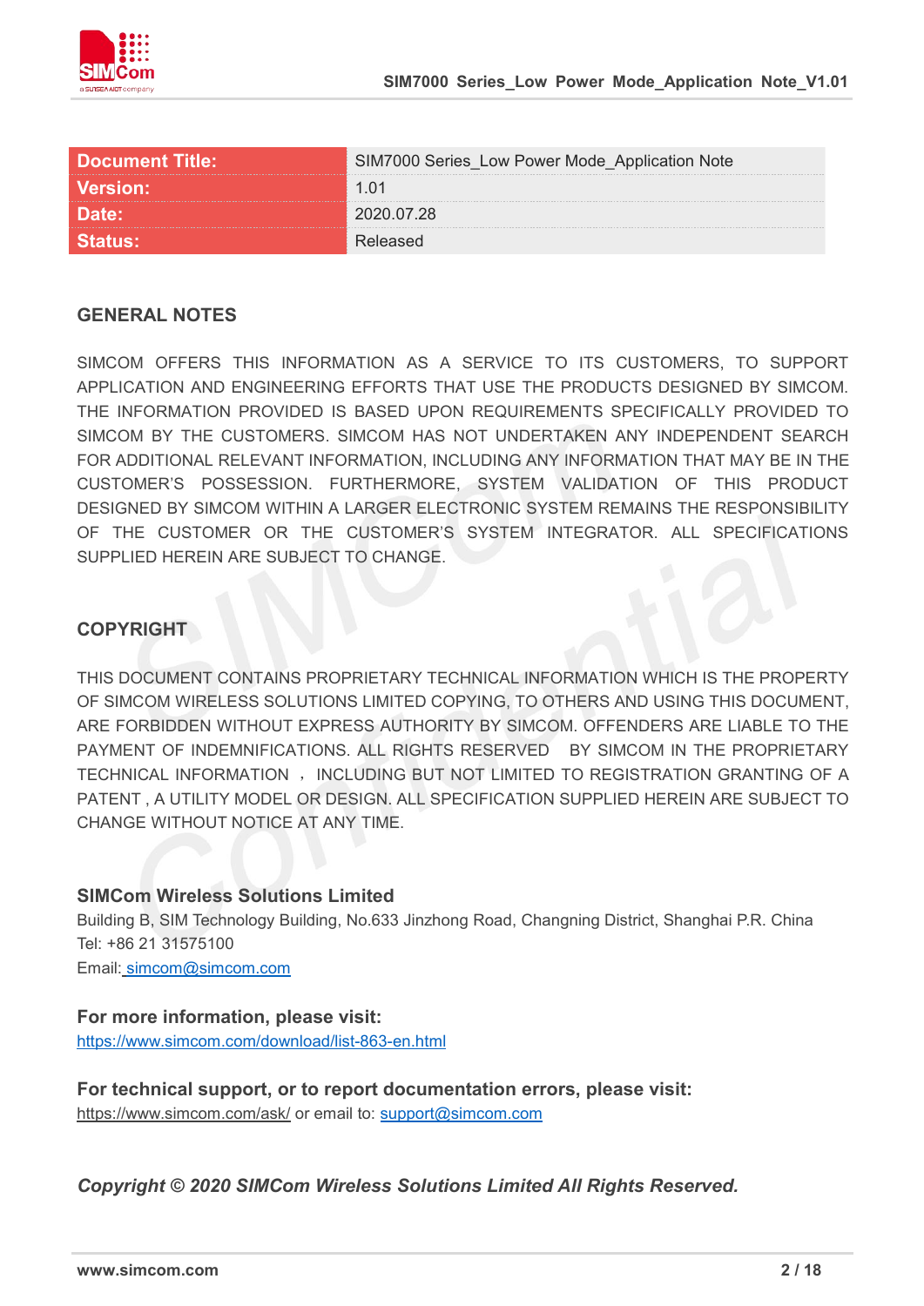| Document Title: | SIM7000 Series_Low Power Mode_Application Note |
| --- | --- |
| Version: | 1.01 |
| Date: | 2020.07.28 |
| Status: | Released |

## GENERAL NOTES

SIMCOM OFFERS THIS INFORMATION AS A SERVICE TO ITS CUSTOMERS, TO SUPPORT APPLICATION AND ENGINEERING EFFORTS THAT USE THE PRODUCTS DESIGNED BY SIMCOM. THE INFORMATION PROVIDED IS BASED UPON REQUIREMENTS SPECIFICALLY PROVIDED TO SIMCOM BY THE CUSTOMERS. SIMCOM HAS NOT UNDERTAKEN ANY INDEPENDENT SEARCH FOR ADDITIONAL RELEVANT INFORMATION, INCLUDING ANY INFORMATION THAT MAY BE IN THE CUSTOMER'S POSSESSION. FURTHERMORE, SYSTEM VALIDATION OF THIS PRODUCT DESIGNED BY SIMCOM WITHIN A LARGER ELECTRONIC SYSTEM REMAINS THE RESPONSIBILITY OF THE CUSTOMER OR THE CUSTOMER'S SYSTEM INTEGRATOR. ALL SPECIFICATIONS SUPPLIED HEREIN ARE SUBJECT TO CHANGE.

## COPYRIGHT

THIS DOCUMENT CONTAINS PROPRIETARY TECHNICAL INFORMATION WHICH IS THE PROPERTY OF SIMCOM WIRELESS SOLUTIONS LIMITED COPYING, TO OTHERS AND USING THIS DOCUMENT, ARE FORBIDDEN WITHOUT EXPRESS AUTHORITY BY SIMCOM. OFFENDERS ARE LIABLE TO THE PAYMENT OF INDEMNIFICATIONS. ALL RIGHTS RESERVED BY SIMCOM IN THE PROPRIETARY TECHNICAL INFORMATION ， INCLUDING BUT NOT LIMITED TO REGISTRATION GRANTING OF A PATENT , A UTILITY MODEL OR DESIGN. ALL SPECIFICATION SUPPLIED HEREIN ARE SUBJECT TO CHANGE WITHOUT NOTICE AT ANY TIME.

**SIMCom Wireless Solutions Limited**

Building B, SIM Technology Building, No.633 Jinzhong Road, Changning District, Shanghai P.R. China
Tel: +86 21 31575100
Email: simcom@simcom.com

**For more information, please visit:**

https://www.simcom.com/download/list-863-en.html

**For technical support, or to report documentation errors, please visit:**

https://www.simcom.com/ask/ or email to: support@simcom.com

***Copyright © 2020 SIMCom Wireless Solutions Limited All Rights Reserved.***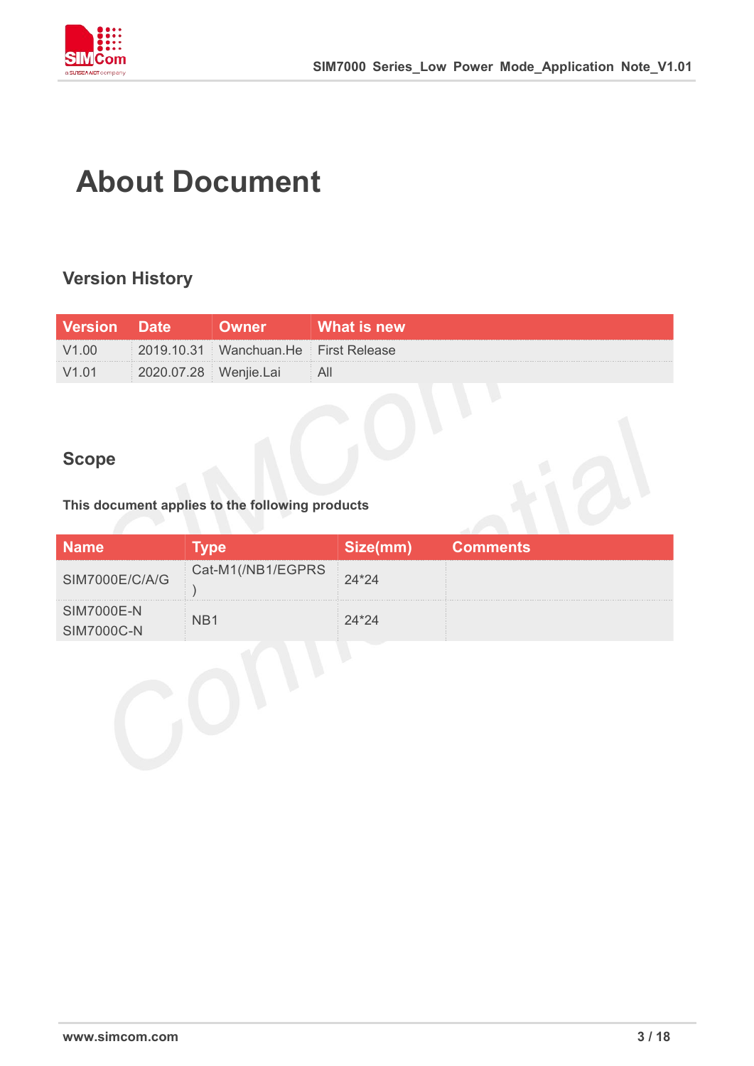# About Document

## Version History

| Version | Date | Owner | What is new |
|---|---|---|---|
| V1.00 | 2019.10.31 | Wanchuan.He | First Release |
| V1.01 | 2020.07.28 | Wenjie.Lai | All |

## Scope

**This document applies to the following products**

| Name | Type | Size(mm) | Comments |
|---|---|---|---|
| SIM7000E/C/A/G | Cat-M1(/NB1/EGPRS) | 24*24 | |
| SIM7000E-N<br>SIM7000C-N | NB1 | 24*24 | |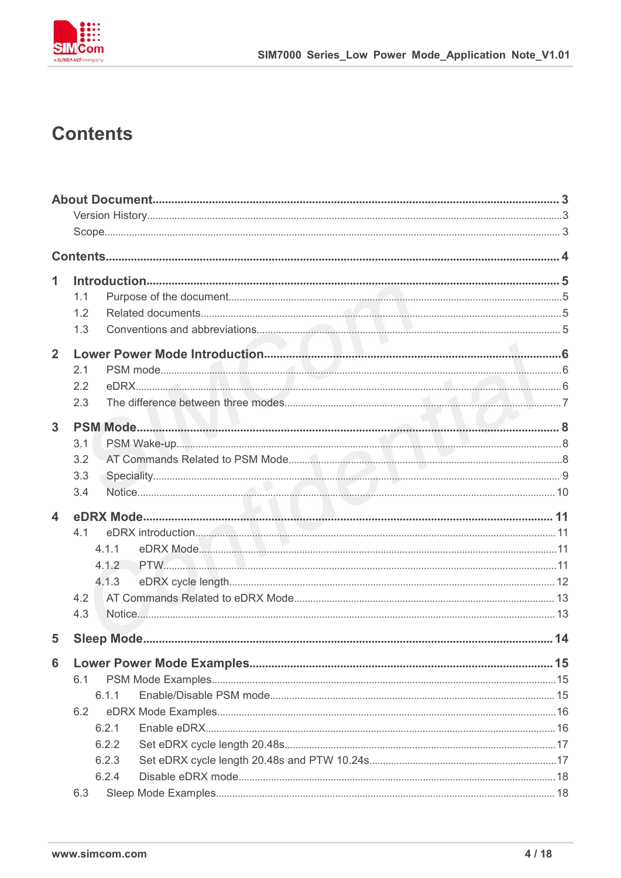# Contents

**About Document** ........ 3
- Version History ........ 3
- Scope ........ 3

**Contents** ........ 4

**1 Introduction** ........ 5
- 1.1 Purpose of the document ........ 5
- 1.2 Related documents ........ 5
- 1.3 Conventions and abbreviations ........ 5

**2 Lower Power Mode Introduction** ........ 6
- 2.1 PSM mode ........ 6
- 2.2 eDRX ........ 6
- 2.3 The difference between three modes ........ 7

**3 PSM Mode** ........ 8
- 3.1 PSM Wake-up ........ 8
- 3.2 AT Commands Related to PSM Mode ........ 8
- 3.3 Speciality ........ 9
- 3.4 Notice ........ 10

**4 eDRX Mode** ........ 11
- 4.1 eDRX introduction ........ 11
  - 4.1.1 eDRX Mode ........ 11
  - 4.1.2 PTW ........ 11
  - 4.1.3 eDRX cycle length ........ 12
- 4.2 AT Commands Related to eDRX Mode ........ 13
- 4.3 Notice ........ 13

**5 Sleep Mode** ........ 14

**6 Lower Power Mode Examples** ........ 15
- 6.1 PSM Mode Examples ........ 15
  - 6.1.1 Enable/Disable PSM mode ........ 15
- 6.2 eDRX Mode Examples ........ 16
  - 6.2.1 Enable eDRX ........ 16
  - 6.2.2 Set eDRX cycle length 20.48s ........ 17
  - 6.2.3 Set eDRX cycle length 20.48s and PTW 10.24s ........ 17
  - 6.2.4 Disable eDRX mode ........ 18
- 6.3 Sleep Mode Examples ........ 18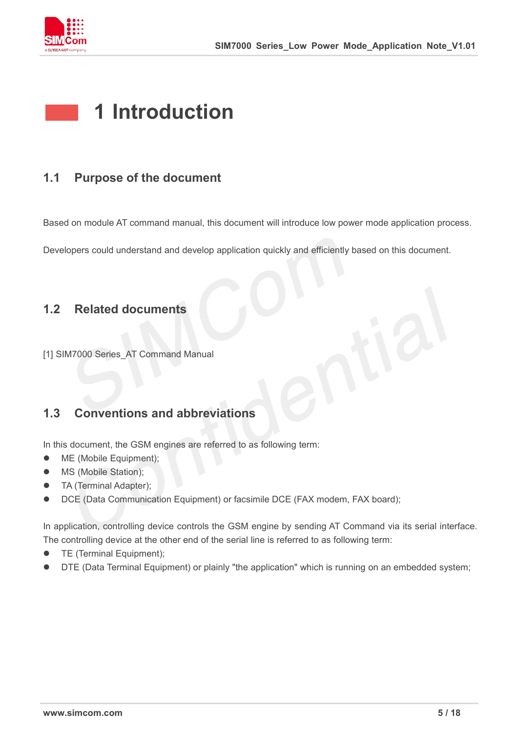# 1 Introduction

## 1.1 Purpose of the document

Based on module AT command manual, this document will introduce low power mode application process.

Developers could understand and develop application quickly and efficiently based on this document.

## 1.2 Related documents

[1] SIM7000 Series_AT Command Manual

## 1.3 Conventions and abbreviations

In this document, the GSM engines are referred to as following term:

- ME (Mobile Equipment);
- MS (Mobile Station);
- TA (Terminal Adapter);
- DCE (Data Communication Equipment) or facsimile DCE (FAX modem, FAX board);

In application, controlling device controls the GSM engine by sending AT Command via its serial interface. The controlling device at the other end of the serial line is referred to as following term:

- TE (Terminal Equipment);
- DTE (Data Terminal Equipment) or plainly "the application" which is running on an embedded system;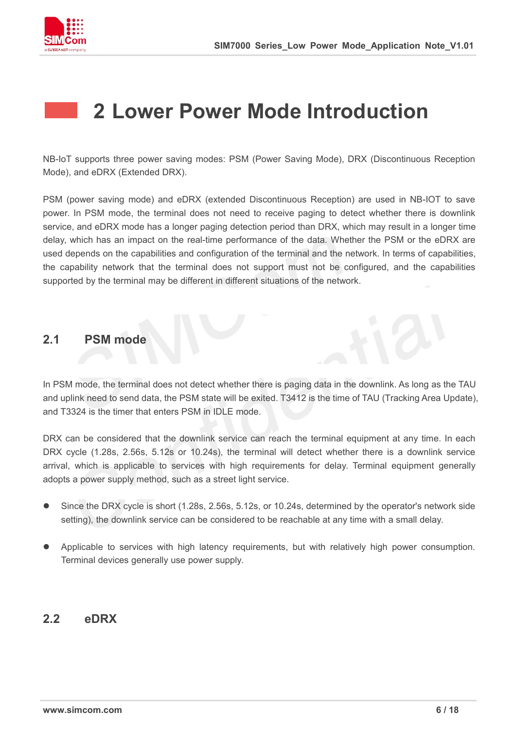# 2 Lower Power Mode Introduction

NB-IoT supports three power saving modes: PSM (Power Saving Mode), DRX (Discontinuous Reception Mode), and eDRX (Extended DRX).

PSM (power saving mode) and eDRX (extended Discontinuous Reception) are used in NB-IOT to save power. In PSM mode, the terminal does not need to receive paging to detect whether there is downlink service, and eDRX mode has a longer paging detection period than DRX, which may result in a longer time delay, which has an impact on the real-time performance of the data. Whether the PSM or the eDRX are used depends on the capabilities and configuration of the terminal and the network. In terms of capabilities, the capability network that the terminal does not support must not be configured, and the capabilities supported by the terminal may be different in different situations of the network.

## 2.1 PSM mode

In PSM mode, the terminal does not detect whether there is paging data in the downlink. As long as the TAU and uplink need to send data, the PSM state will be exited. T3412 is the time of TAU (Tracking Area Update), and T3324 is the timer that enters PSM in IDLE mode.

DRX can be considered that the downlink service can reach the terminal equipment at any time. In each DRX cycle (1.28s, 2.56s, 5.12s or 10.24s), the terminal will detect whether there is a downlink service arrival, which is applicable to services with high requirements for delay. Terminal equipment generally adopts a power supply method, such as a street light service.

- Since the DRX cycle is short (1.28s, 2.56s, 5.12s, or 10.24s, determined by the operator's network side setting), the downlink service can be considered to be reachable at any time with a small delay.
- Applicable to services with high latency requirements, but with relatively high power consumption. Terminal devices generally use power supply.

## 2.2 eDRX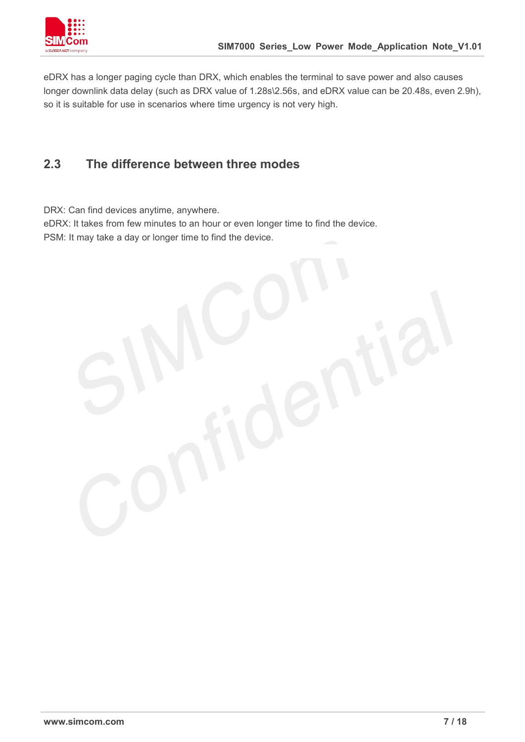eDRX has a longer paging cycle than DRX, which enables the terminal to save power and also causes longer downlink data delay (such as DRX value of 1.28s\2.56s, and eDRX value can be 20.48s, even 2.9h), so it is suitable for use in scenarios where time urgency is not very high.

## 2.3 The difference between three modes

DRX: Can find devices anytime, anywhere.
eDRX: It takes from few minutes to an hour or even longer time to find the device.
PSM: It may take a day or longer time to find the device.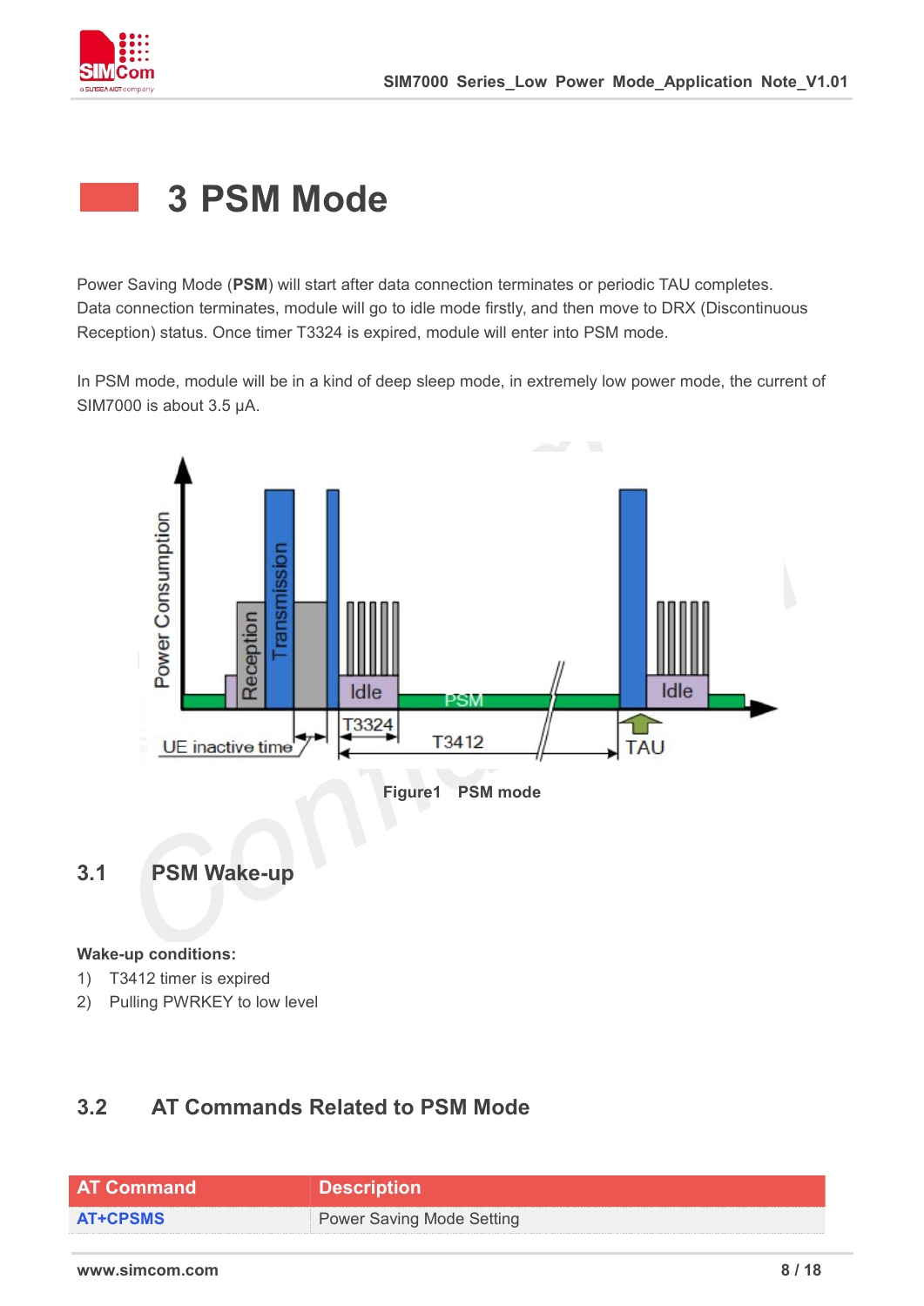# 3 PSM Mode

Power Saving Mode (**PSM**) will start after data connection terminates or periodic TAU completes. Data connection terminates, module will go to idle mode firstly, and then move to DRX (Discontinuous Reception) status. Once timer T3324 is expired, module will enter into PSM mode.

In PSM mode, module will be in a kind of deep sleep mode, in extremely low power mode, the current of SIM7000 is about 3.5 μA.

**Figure1 PSM mode**

## 3.1 PSM Wake-up

**Wake-up conditions:**

1) T3412 timer is expired
2) Pulling PWRKEY to low level

## 3.2 AT Commands Related to PSM Mode

| AT Command | Description |
|---|---|
| AT+CPSMS | Power Saving Mode Setting |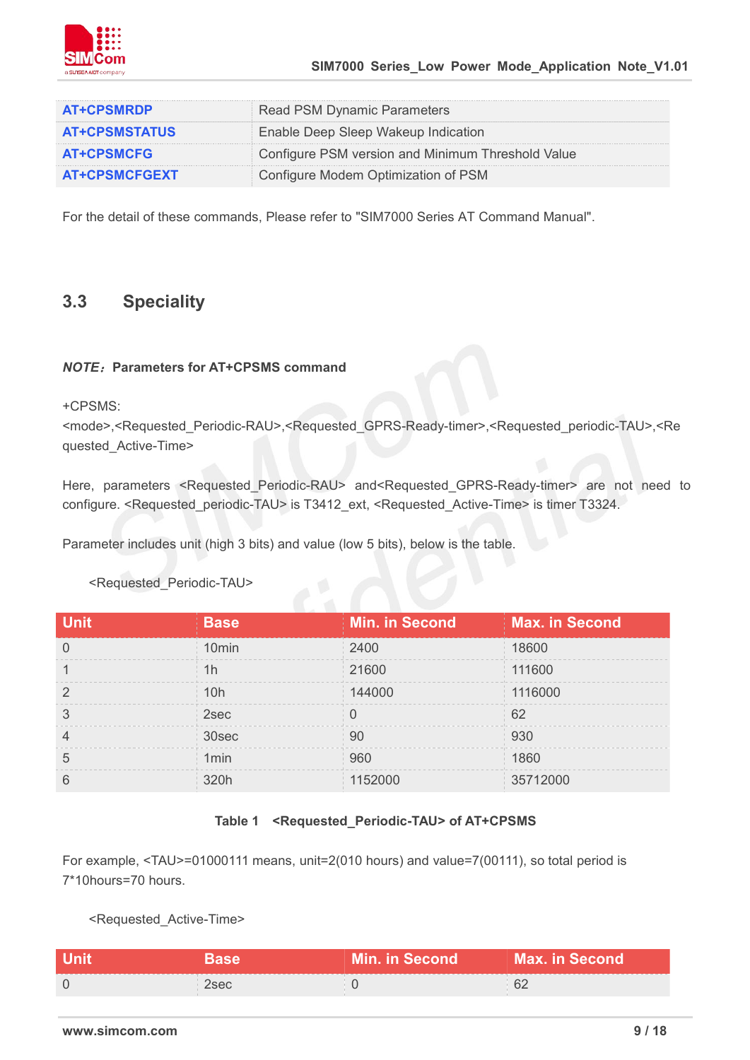| AT+CPSMRDP | Read PSM Dynamic Parameters |
| --- | --- |
| AT+CPSMSTATUS | Enable Deep Sleep Wakeup Indication |
| AT+CPSMCFG | Configure PSM version and Minimum Threshold Value |
| AT+CPSMCFGEXT | Configure Modem Optimization of PSM |

For the detail of these commands, Please refer to "SIM7000 Series AT Command Manual".

## 3.3 Speciality

***NOTE*：Parameters for AT+CPSMS command**

+CPSMS:
<mode>,<Requested_Periodic-RAU>,<Requested_GPRS-Ready-timer>,<Requested_periodic-TAU>,<Requested_Active-Time>

Here, parameters <Requested_Periodic-RAU> and<Requested_GPRS-Ready-timer> are not need to configure. <Requested_periodic-TAU> is T3412_ext, <Requested_Active-Time> is timer T3324.

Parameter includes unit (high 3 bits) and value (low 5 bits), below is the table.

<Requested_Periodic-TAU>

| Unit | Base | Min. in Second | Max. in Second |
| --- | --- | --- | --- |
| 0 | 10min | 2400 | 18600 |
| 1 | 1h | 21600 | 111600 |
| 2 | 10h | 144000 | 1116000 |
| 3 | 2sec | 0 | 62 |
| 4 | 30sec | 90 | 930 |
| 5 | 1min | 960 | 1860 |
| 6 | 320h | 1152000 | 35712000 |

**Table 1 <Requested_Periodic-TAU> of AT+CPSMS**

For example, <TAU>=01000111 means, unit=2(010 hours) and value=7(00111), so total period is 7*10hours=70 hours.

<Requested_Active-Time>

| Unit | Base | Min. in Second | Max. in Second |
| --- | --- | --- | --- |
| 0 | 2sec | 0 | 62 |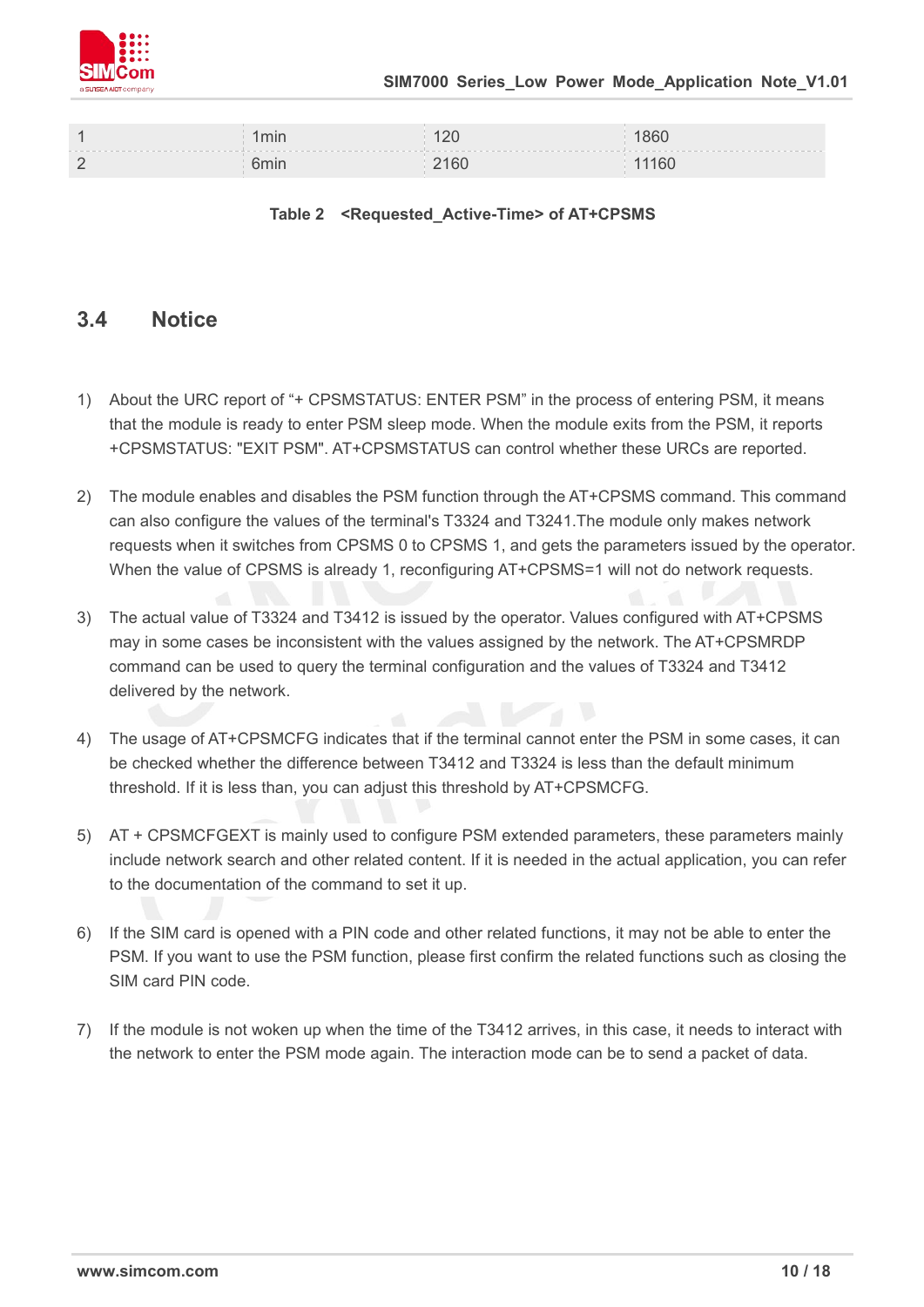| | | | |
|---|---|---|---|
| 1 | 1min | 120 | 1860 |
| 2 | 6min | 2160 | 11160 |

**Table 2 <Requested_Active-Time> of AT+CPSMS**

## 3.4 Notice

1) About the URC report of "+ CPSMSTATUS: ENTER PSM" in the process of entering PSM, it means that the module is ready to enter PSM sleep mode. When the module exits from the PSM, it reports +CPSMSTATUS: "EXIT PSM". AT+CPSMSTATUS can control whether these URCs are reported.

2) The module enables and disables the PSM function through the AT+CPSMS command. This command can also configure the values of the terminal's T3324 and T3241.The module only makes network requests when it switches from CPSMS 0 to CPSMS 1, and gets the parameters issued by the operator. When the value of CPSMS is already 1, reconfiguring AT+CPSMS=1 will not do network requests.

3) The actual value of T3324 and T3412 is issued by the operator. Values configured with AT+CPSMS may in some cases be inconsistent with the values assigned by the network. The AT+CPSMRDP command can be used to query the terminal configuration and the values of T3324 and T3412 delivered by the network.

4) The usage of AT+CPSMCFG indicates that if the terminal cannot enter the PSM in some cases, it can be checked whether the difference between T3412 and T3324 is less than the default minimum threshold. If it is less than, you can adjust this threshold by AT+CPSMCFG.

5) AT + CPSMCFGEXT is mainly used to configure PSM extended parameters, these parameters mainly include network search and other related content. If it is needed in the actual application, you can refer to the documentation of the command to set it up.

6) If the SIM card is opened with a PIN code and other related functions, it may not be able to enter the PSM. If you want to use the PSM function, please first confirm the related functions such as closing the SIM card PIN code.

7) If the module is not woken up when the time of the T3412 arrives, in this case, it needs to interact with the network to enter the PSM mode again. The interaction mode can be to send a packet of data.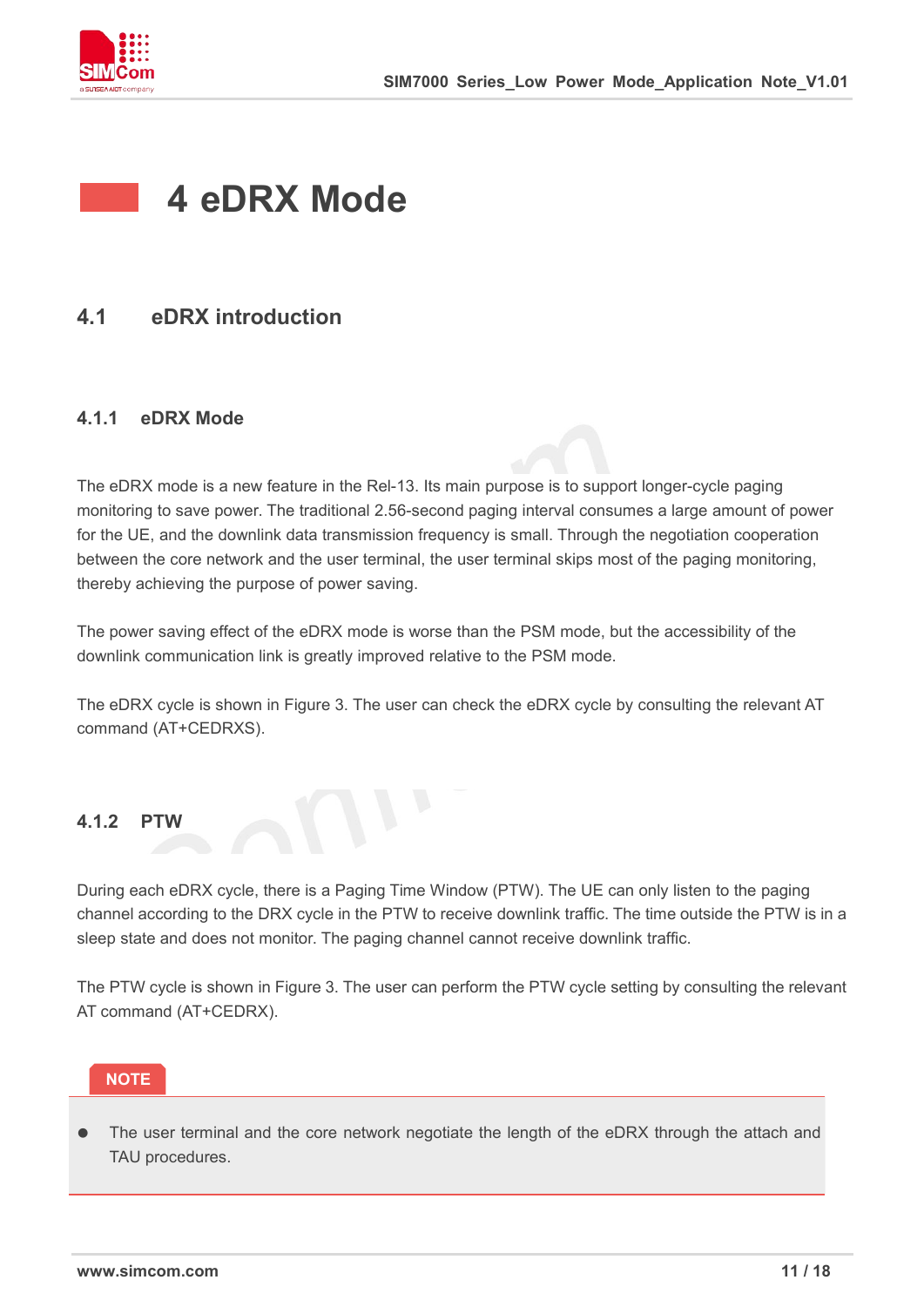# 4 eDRX Mode

## 4.1 eDRX introduction

### 4.1.1 eDRX Mode

The eDRX mode is a new feature in the Rel-13. Its main purpose is to support longer-cycle paging monitoring to save power. The traditional 2.56-second paging interval consumes a large amount of power for the UE, and the downlink data transmission frequency is small. Through the negotiation cooperation between the core network and the user terminal, the user terminal skips most of the paging monitoring, thereby achieving the purpose of power saving.

The power saving effect of the eDRX mode is worse than the PSM mode, but the accessibility of the downlink communication link is greatly improved relative to the PSM mode.

The eDRX cycle is shown in Figure 3. The user can check the eDRX cycle by consulting the relevant AT command (AT+CEDRXS).

### 4.1.2 PTW

During each eDRX cycle, there is a Paging Time Window (PTW). The UE can only listen to the paging channel according to the DRX cycle in the PTW to receive downlink traffic. The time outside the PTW is in a sleep state and does not monitor. The paging channel cannot receive downlink traffic.

The PTW cycle is shown in Figure 3. The user can perform the PTW cycle setting by consulting the relevant AT command (AT+CEDRX).

**NOTE**

- The user terminal and the core network negotiate the length of the eDRX through the attach and TAU procedures.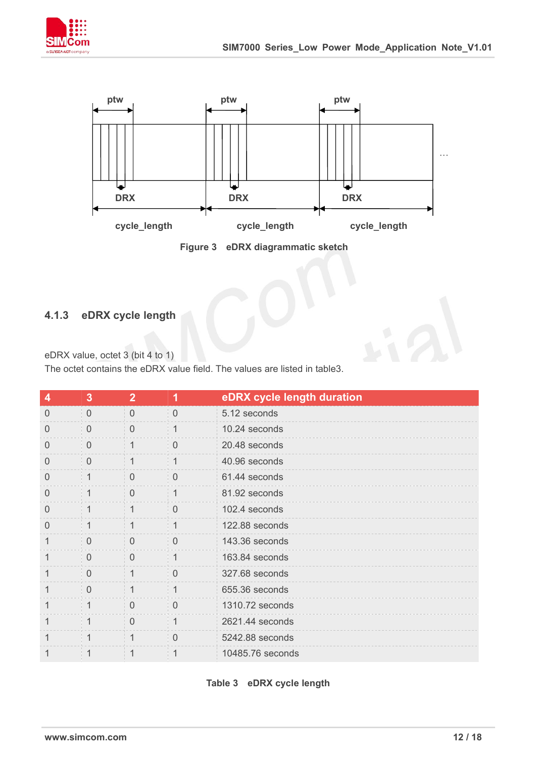Figure 3 eDRX diagrammatic sketch

### 4.1.3 eDRX cycle length

eDRX value, octet 3 (bit 4 to 1)
The octet contains the eDRX value field. The values are listed in table3.

| 4 | 3 | 2 | 1 | eDRX cycle length duration |
|---|---|---|---|---|
| 0 | 0 | 0 | 0 | 5.12 seconds |
| 0 | 0 | 0 | 1 | 10.24 seconds |
| 0 | 0 | 1 | 0 | 20.48 seconds |
| 0 | 0 | 1 | 1 | 40.96 seconds |
| 0 | 1 | 0 | 0 | 61.44 seconds |
| 0 | 1 | 0 | 1 | 81.92 seconds |
| 0 | 1 | 1 | 0 | 102.4 seconds |
| 0 | 1 | 1 | 1 | 122.88 seconds |
| 1 | 0 | 0 | 0 | 143.36 seconds |
| 1 | 0 | 0 | 1 | 163.84 seconds |
| 1 | 0 | 1 | 0 | 327.68 seconds |
| 1 | 0 | 1 | 1 | 655.36 seconds |
| 1 | 1 | 0 | 0 | 1310.72 seconds |
| 1 | 1 | 0 | 1 | 2621.44 seconds |
| 1 | 1 | 1 | 0 | 5242.88 seconds |
| 1 | 1 | 1 | 1 | 10485.76 seconds |

Table 3 eDRX cycle length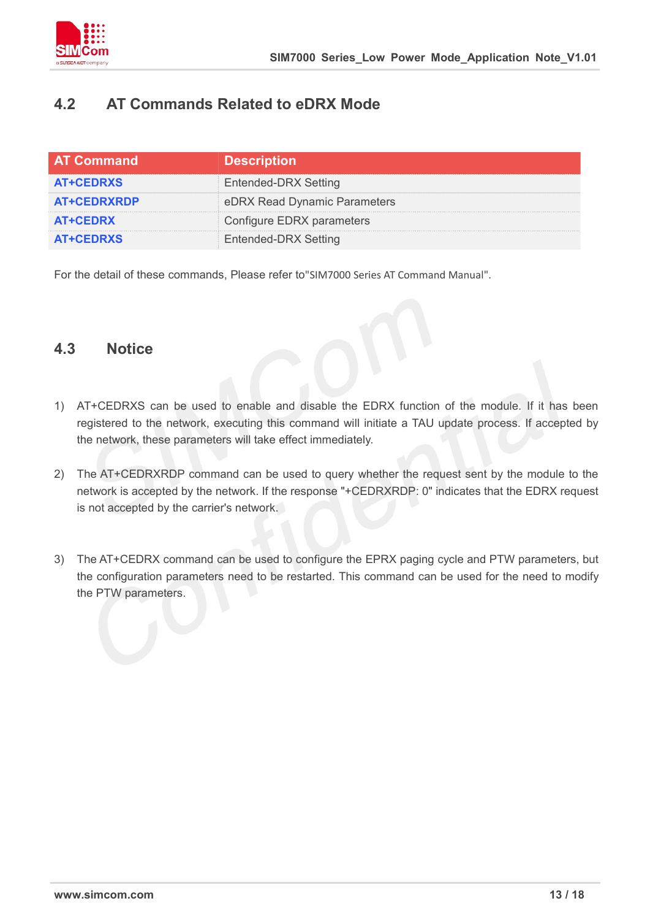## 4.2 AT Commands Related to eDRX Mode

| AT Command | Description |
|---|---|
| AT+CEDRXS | Entended-DRX Setting |
| AT+CEDRXRDP | eDRX Read Dynamic Parameters |
| AT+CEDRX | Configure EDRX parameters |
| AT+CEDRXS | Entended-DRX Setting |

For the detail of these commands, Please refer to"SIM7000 Series AT Command Manual".

## 4.3 Notice

1) AT+CEDRXS can be used to enable and disable the EDRX function of the module. If it has been registered to the network, executing this command will initiate a TAU update process. If accepted by the network, these parameters will take effect immediately.

2) The AT+CEDRXRDP command can be used to query whether the request sent by the module to the network is accepted by the network. If the response "+CEDRXRDP: 0" indicates that the EDRX request is not accepted by the carrier's network.

3) The AT+CEDRX command can be used to configure the EPRX paging cycle and PTW parameters, but the configuration parameters need to be restarted. This command can be used for the need to modify the PTW parameters.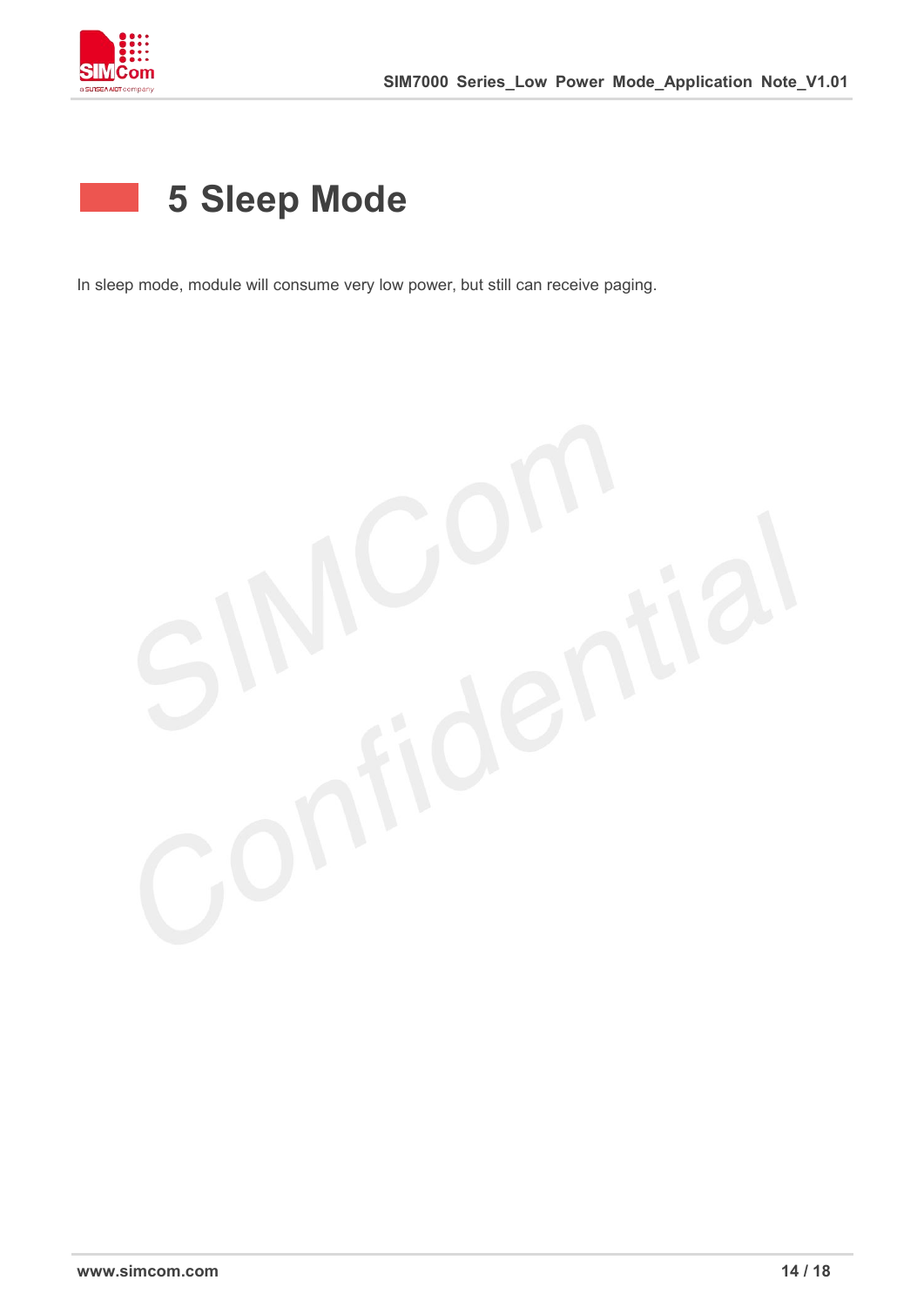# 5 Sleep Mode

In sleep mode, module will consume very low power, but still can receive paging.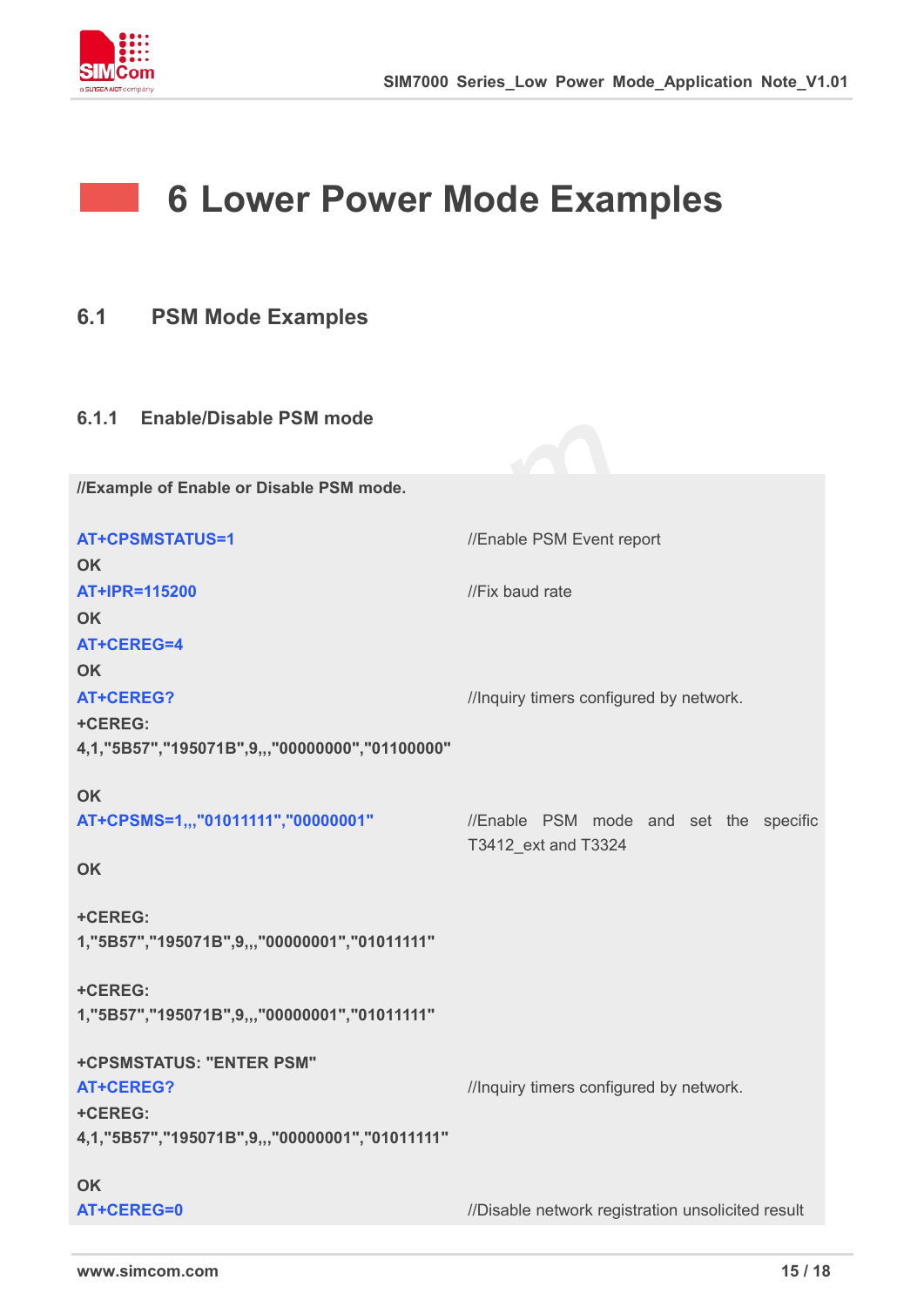# 6 Lower Power Mode Examples

## 6.1 PSM Mode Examples

### 6.1.1 Enable/Disable PSM mode

```
//Example of Enable or Disable PSM mode.

AT+CPSMSTATUS=1                              //Enable PSM Event report
OK
AT+IPR=115200                                //Fix baud rate
OK
AT+CEREG=4
OK
AT+CEREG?                                    //Inquiry timers configured by network.
+CEREG:
4,1,"5B57","195071B",9,,,"00000000","01100000"

OK
AT+CPSMS=1,,,"01011111","00000001"           //Enable PSM mode and set the specific
                                             T3412_ext and T3324
OK

+CEREG:
1,"5B57","195071B",9,,,"00000001","01011111"

+CEREG:
1,"5B57","195071B",9,,,"00000001","01011111"

+CPSMSTATUS: "ENTER PSM"
AT+CEREG?                                    //Inquiry timers configured by network.
+CEREG:
4,1,"5B57","195071B",9,,,"00000001","01011111"

OK
AT+CEREG=0                                   //Disable network registration unsolicited result
```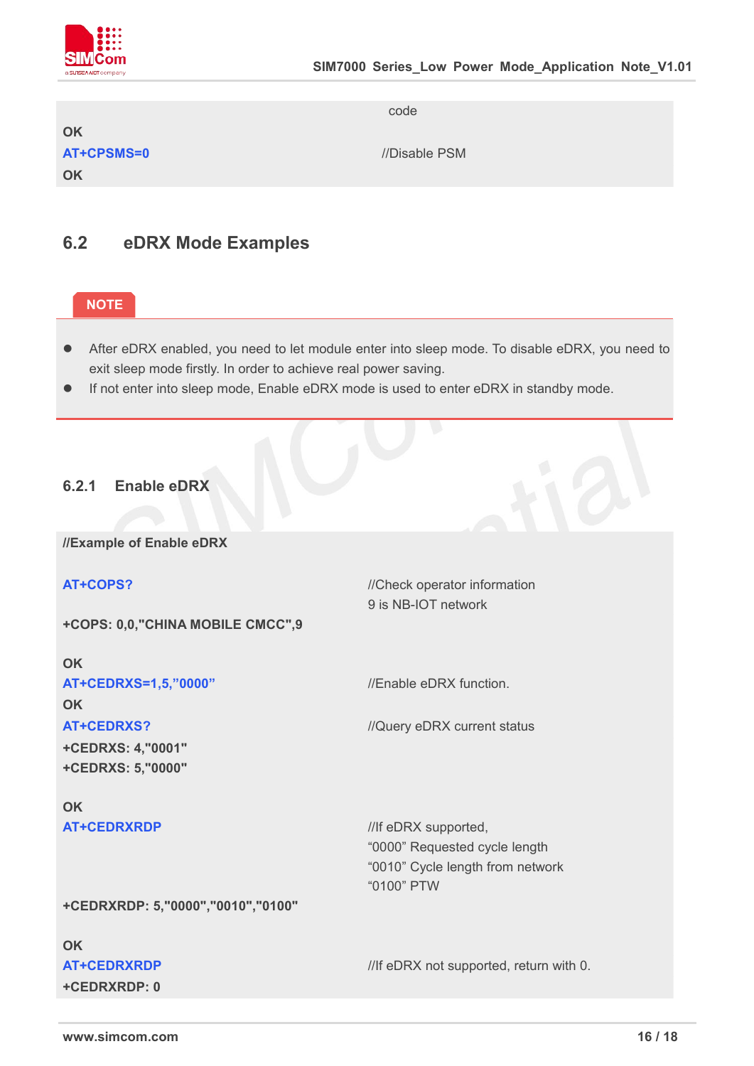```
                                            code
OK
AT+CPSMS=0                                  //Disable PSM
OK
```

## 6.2 eDRX Mode Examples

**NOTE**

- After eDRX enabled, you need to let module enter into sleep mode. To disable eDRX, you need to exit sleep mode firstly. In order to achieve real power saving.
- If not enter into sleep mode, Enable eDRX mode is used to enter eDRX in standby mode.

### 6.2.1 Enable eDRX

```
//Example of Enable eDRX

AT+COPS?                                    //Check operator information
                                            9 is NB-IOT network
+COPS: 0,0,"CHINA MOBILE CMCC",9

OK
AT+CEDRXS=1,5,"0000"                        //Enable eDRX function.
OK
AT+CEDRXS?                                  //Query eDRX current status
+CEDRXS: 4,"0001"
+CEDRXS: 5,"0000"

OK
AT+CEDRXRDP                                 //If eDRX supported,
                                            "0000" Requested cycle length
                                            "0010" Cycle length from network
                                            "0100" PTW
+CEDRXRDP: 5,"0000","0010","0100"

OK
AT+CEDRXRDP                                 //If eDRX not supported, return with 0.
+CEDRXRDP: 0
```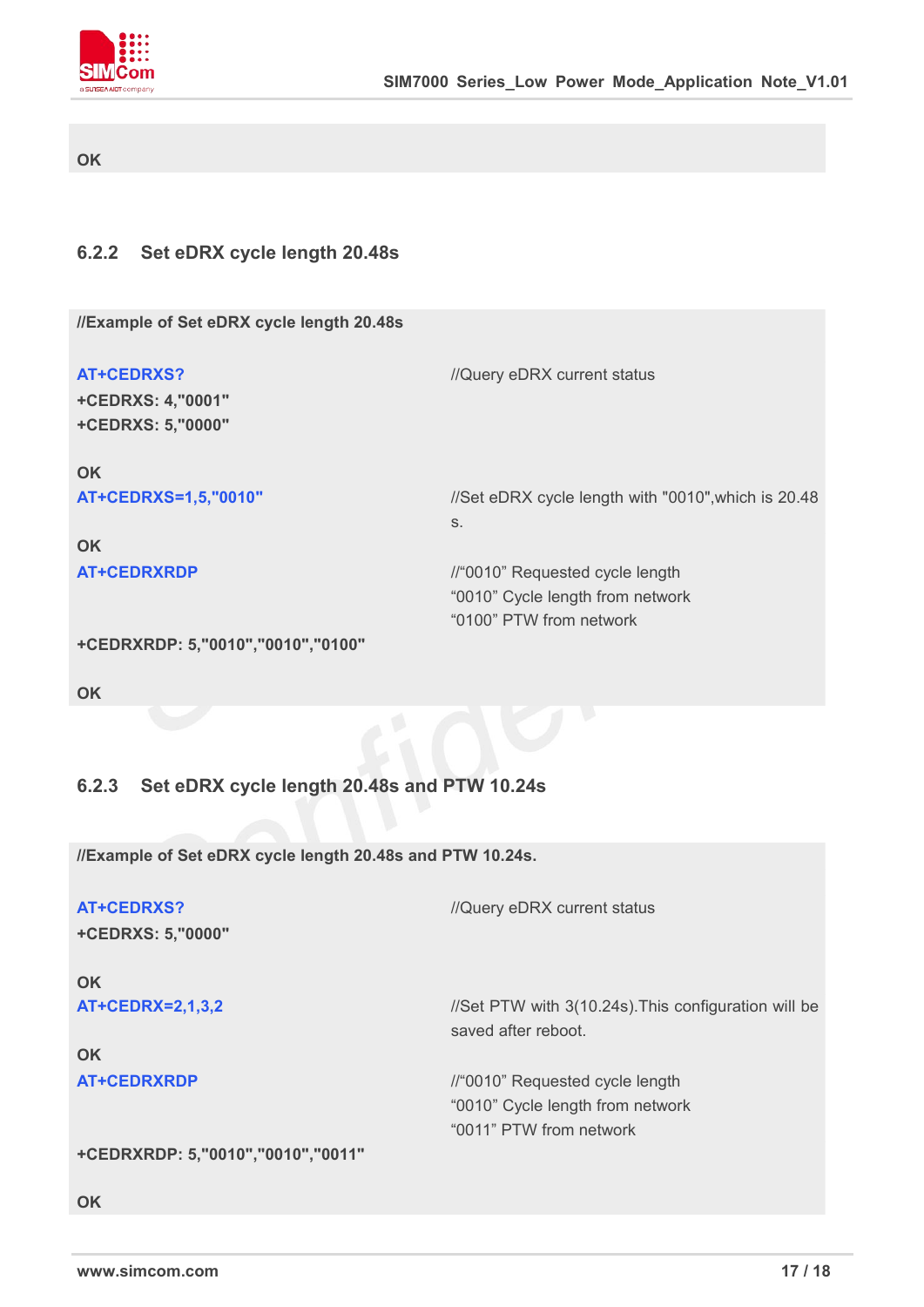```
OK
```

### 6.2.2 Set eDRX cycle length 20.48s

```
//Example of Set eDRX cycle length 20.48s

AT+CEDRXS?                      //Query eDRX current status
+CEDRXS: 4,"0001"
+CEDRXS: 5,"0000"

OK
AT+CEDRXS=1,5,"0010"            //Set eDRX cycle length with "0010",which is 20.48 s.

OK
AT+CEDRXRDP                     //"0010" Requested cycle length
                                "0010" Cycle length from network
                                "0100" PTW from network
+CEDRXRDP: 5,"0010","0010","0100"

OK
```

### 6.2.3 Set eDRX cycle length 20.48s and PTW 10.24s

```
//Example of Set eDRX cycle length 20.48s and PTW 10.24s.

AT+CEDRXS?                      //Query eDRX current status
+CEDRXS: 5,"0000"

OK
AT+CEDRX=2,1,3,2                //Set PTW with 3(10.24s).This configuration will be saved after reboot.

OK
AT+CEDRXRDP                     //"0010" Requested cycle length
                                "0010" Cycle length from network
                                "0011" PTW from network
+CEDRXRDP: 5,"0010","0010","0011"

OK
```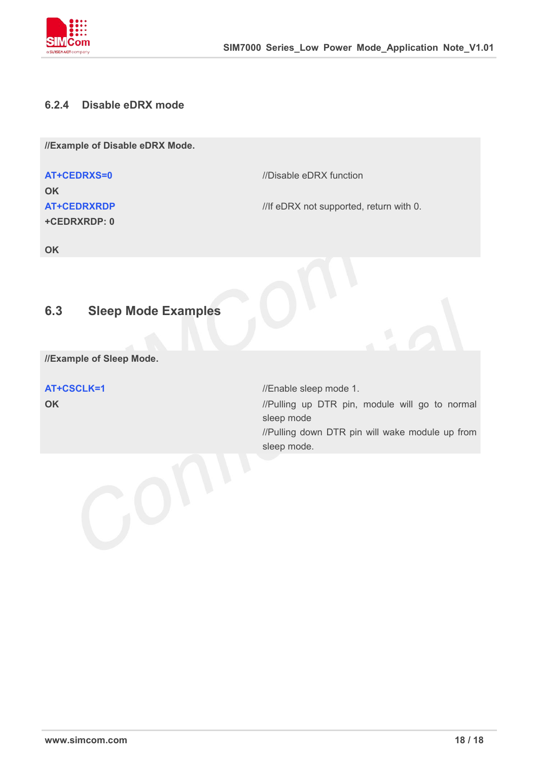### 6.2.4 Disable eDRX mode

```
//Example of Disable eDRX Mode.

AT+CEDRXS=0                                 //Disable eDRX function
OK
AT+CEDRXRDP                                 //If eDRX not supported, return with 0.
+CEDRXRDP: 0

OK
```

## 6.3 Sleep Mode Examples

```
//Example of Sleep Mode.

AT+CSCLK=1                                  //Enable sleep mode 1.
OK                                          //Pulling up DTR pin, module will go to normal
                                            sleep mode
                                            //Pulling down DTR pin will wake module up from
                                            sleep mode.
```